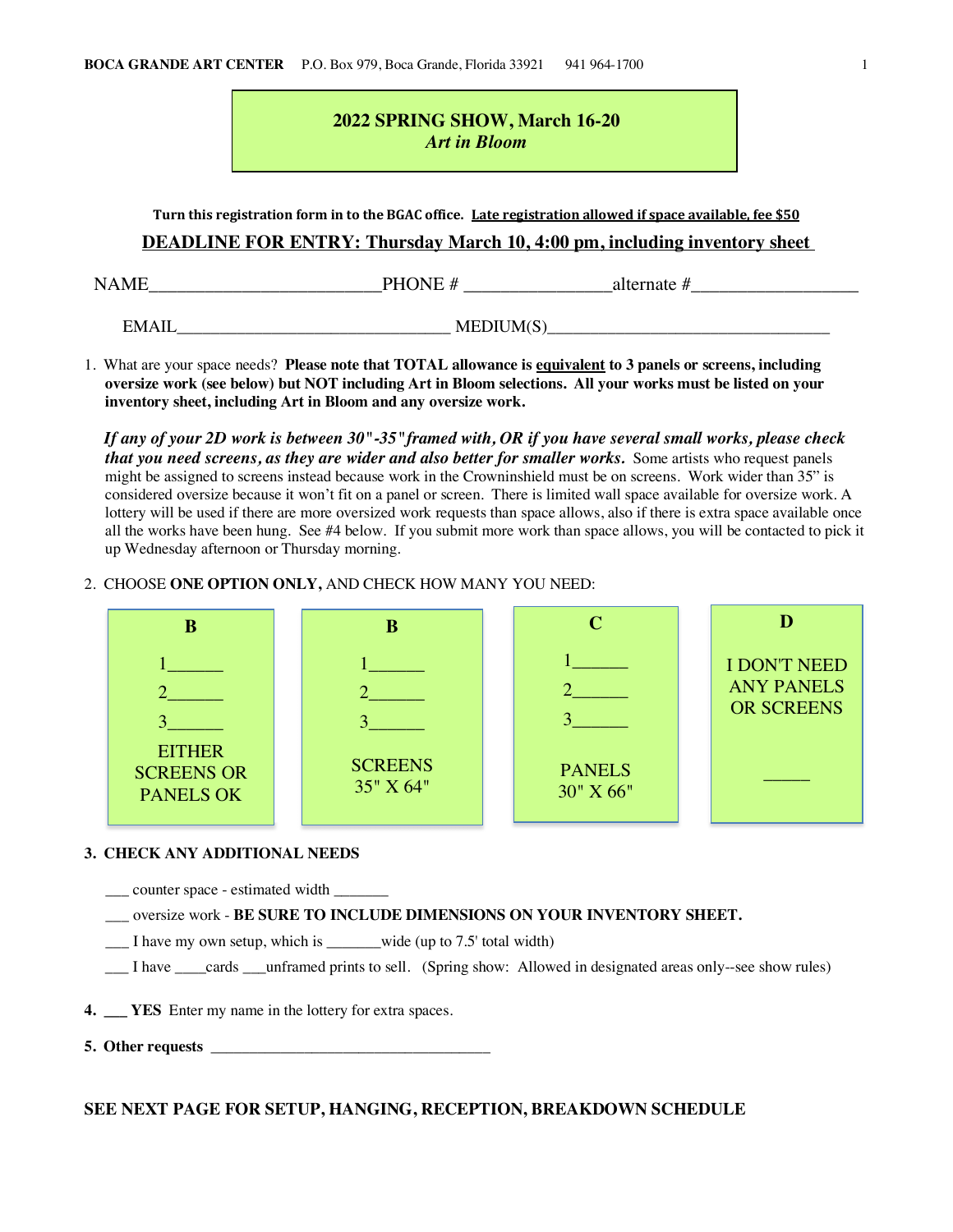**BOCA GRANDE ART CENTER** P.O. Box 979, Boca Grande, Florida 33921 941 964-1700

# 2022 SPRING SHOW, March 16-20
## *Art in Bloom*

**Turn this registration form in to the BGAC office. Late registration allowed if space available, fee $50**

**DEADLINE FOR ENTRY: Thursday March 10, 4:00 pm, including inventory sheet**

NAME_________________________PHONE # ________________alternate #__________________

EMAIL________________________________ MEDIUM(S)_________________________________

1. What are your space needs? **Please note that TOTAL allowance is equivalent to 3 panels or screens, including oversize work (see below) but NOT including Art in Bloom selections. All your works must be listed on your inventory sheet, including Art in Bloom and any oversize work.**

   ***If any of your 2D work is between 30"-35" framed with, OR if you have several small works, please check that you need screens, as they are wider and also better for smaller works.*** Some artists who request panels might be assigned to screens instead because work in the Crowninshield must be on screens. Work wider than 35" is considered oversize because it won't fit on a panel or screen. There is limited wall space available for oversize work. A lottery will be used if there are more oversized work requests than space allows, also if there is extra space available once all the works have been hung. See #4 below. If you submit more work than space allows, you will be contacted to pick it up Wednesday afternoon or Thursday morning.

2. CHOOSE **ONE OPTION ONLY,** AND CHECK HOW MANY YOU NEED:

| B | B | C | D |
|---|---|---|---|
| 1______ | 1______ | 1______ | I DON'T NEED ANY PANELS OR SCREENS |
| 2______ | 2______ | 2______ | |
| 3______ | 3______ | 3______ | _____ |
| EITHER SCREENS OR PANELS OK | SCREENS 35" X 64" | PANELS 30" X 66" | |

**3. CHECK ANY ADDITIONAL NEEDS**

___ counter space - estimated width _______

___ oversize work - **BE SURE TO INCLUDE DIMENSIONS ON YOUR INVENTORY SHEET.**

___ I have my own setup, which is _______wide (up to 7.5' total width)

___ I have ____cards ___unframed prints to sell. (Spring show: Allowed in designated areas only--see show rules)

**4. ___ YES** Enter my name in the lottery for extra spaces.

**5. Other requests** ___________________________________

**SEE NEXT PAGE FOR SETUP, HANGING, RECEPTION, BREAKDOWN SCHEDULE**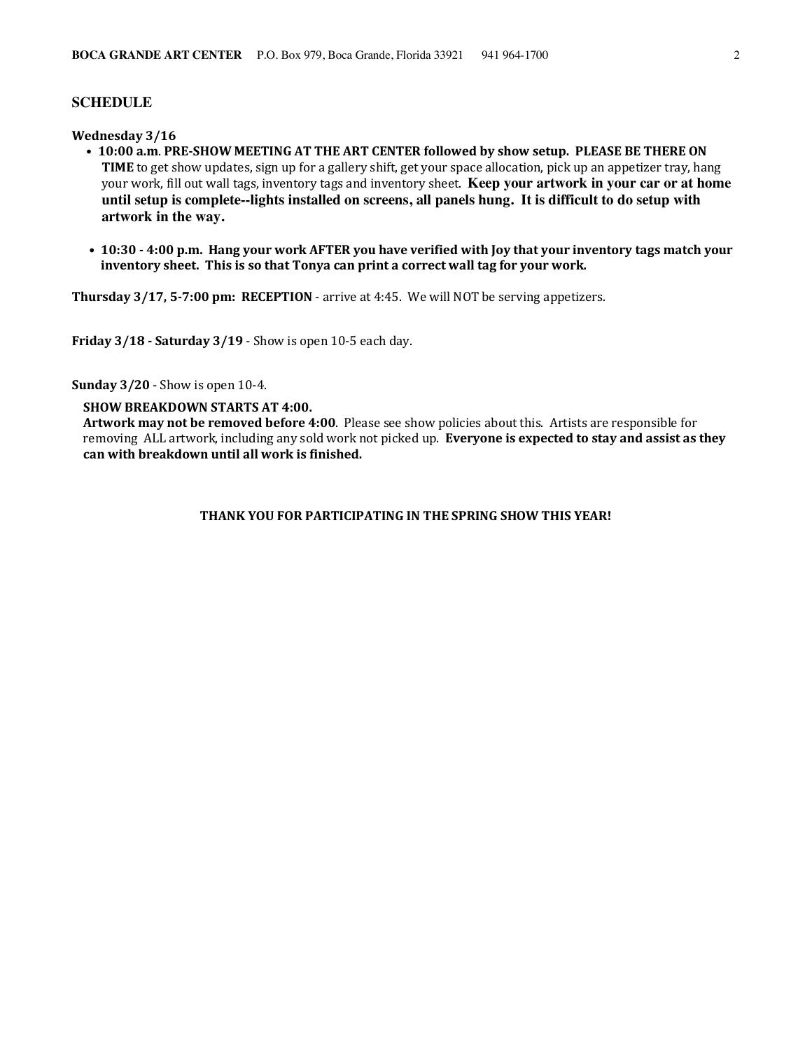## SCHEDULE

**Wednesday 3/16**

- **10:00 a.m. PRE-SHOW MEETING AT THE ART CENTER followed by show setup. PLEASE BE THERE ON TIME** to get show updates, sign up for a gallery shift, get your space allocation, pick up an appetizer tray, hang your work, fill out wall tags, inventory tags and inventory sheet. **Keep your artwork in your car or at home until setup is complete--lights installed on screens, all panels hung. It is difficult to do setup with artwork in the way.**

- **10:30 - 4:00 p.m. Hang your work AFTER you have verified with Joy that your inventory tags match your inventory sheet. This is so that Tonya can print a correct wall tag for your work.**

**Thursday 3/17, 5-7:00 pm: RECEPTION** - arrive at 4:45. We will NOT be serving appetizers.

**Friday 3/18 - Saturday 3/19** - Show is open 10-5 each day.

**Sunday 3/20** - Show is open 10-4.

**SHOW BREAKDOWN STARTS AT 4:00.**
**Artwork may not be removed before 4:00**. Please see show policies about this. Artists are responsible for removing ALL artwork, including any sold work not picked up. **Everyone is expected to stay and assist as they can with breakdown until all work is finished.**

**THANK YOU FOR PARTICIPATING IN THE SPRING SHOW THIS YEAR!**